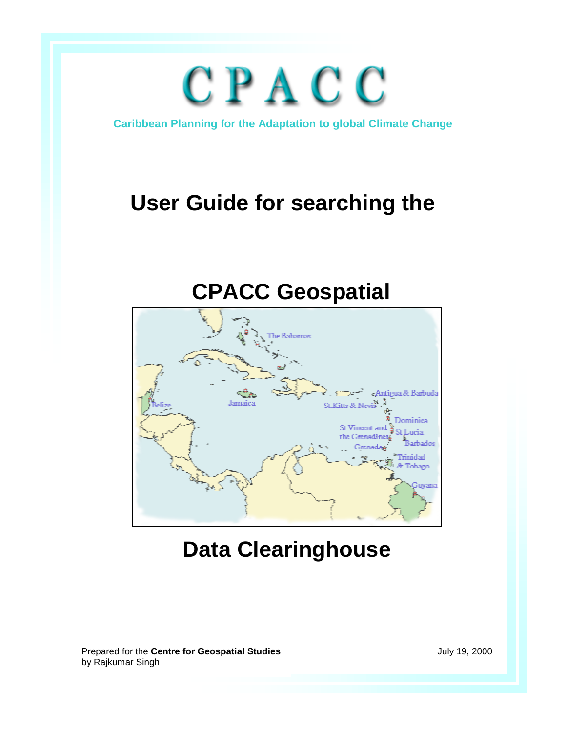# CPACC

**Caribbean Planning for the Adaptation to global Climate Change**

# User Guide for searching the

# CPACC Geospatial

# Data Clearinghouse

Prepared for the **Centre for Geospatial Studies**
by Rajkumar Singh

July 19, 2000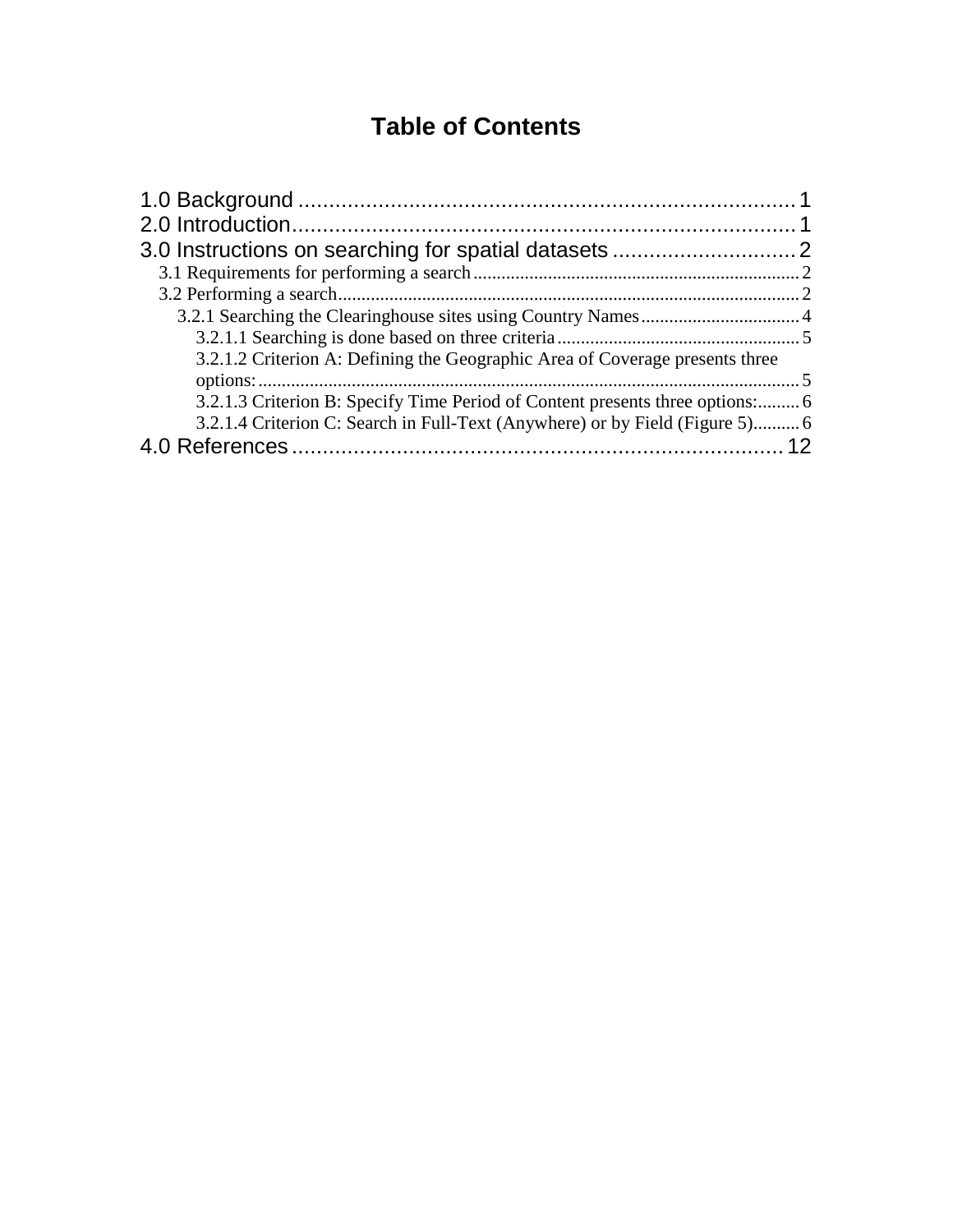# Table of Contents

1.0 Background ................................................................................. 1
2.0 Introduction.................................................................................. 1
3.0 Instructions on searching for spatial datasets .............................. 2
- 3.1 Requirements for performing a search ..................................................................... 2
- 3.2 Performing a search.................................................................................................. 2
  - 3.2.1 Searching the Clearinghouse sites using Country Names.................................. 4
    - 3.2.1.1 Searching is done based on three criteria .................................................... 5
    - 3.2.1.2 Criterion A: Defining the Geographic Area of Coverage presents three options:........................................................................................................................ 5
    - 3.2.1.3 Criterion B: Specify Time Period of Content presents three options:......... 6
    - 3.2.1.4 Criterion C: Search in Full-Text (Anywhere) or by Field (Figure 5).......... 6

4.0 References ................................................................................. 12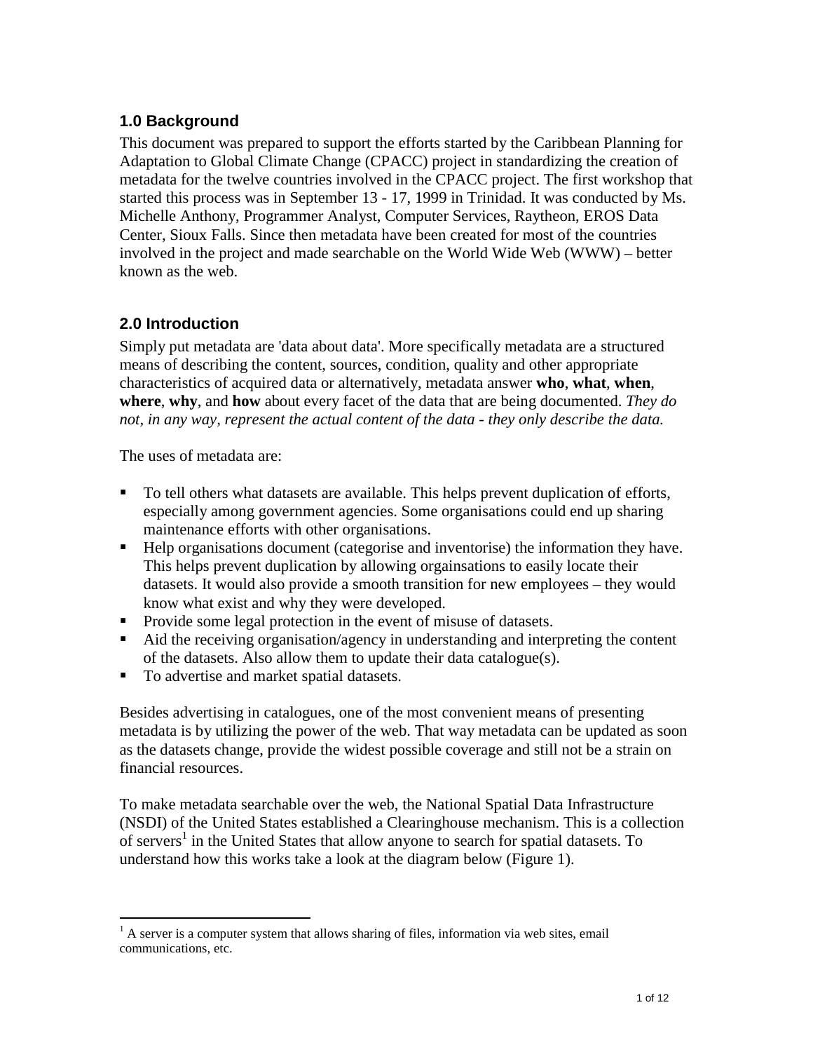## 1.0 Background

This document was prepared to support the efforts started by the Caribbean Planning for Adaptation to Global Climate Change (CPACC) project in standardizing the creation of metadata for the twelve countries involved in the CPACC project. The first workshop that started this process was in September 13 - 17, 1999 in Trinidad. It was conducted by Ms. Michelle Anthony, Programmer Analyst, Computer Services, Raytheon, EROS Data Center, Sioux Falls. Since then metadata have been created for most of the countries involved in the project and made searchable on the World Wide Web (WWW) – better known as the web.

## 2.0 Introduction

Simply put metadata are 'data about data'. More specifically metadata are a structured means of describing the content, sources, condition, quality and other appropriate characteristics of acquired data or alternatively, metadata answer **who**, **what**, **when**, **where**, **why**, and **how** about every facet of the data that are being documented. *They do not, in any way, represent the actual content of the data - they only describe the data.*

The uses of metadata are:

- To tell others what datasets are available. This helps prevent duplication of efforts, especially among government agencies. Some organisations could end up sharing maintenance efforts with other organisations.
- Help organisations document (categorise and inventorise) the information they have. This helps prevent duplication by allowing orgainsations to easily locate their datasets. It would also provide a smooth transition for new employees – they would know what exist and why they were developed.
- Provide some legal protection in the event of misuse of datasets.
- Aid the receiving organisation/agency in understanding and interpreting the content of the datasets. Also allow them to update their data catalogue(s).
- To advertise and market spatial datasets.

Besides advertising in catalogues, one of the most convenient means of presenting metadata is by utilizing the power of the web. That way metadata can be updated as soon as the datasets change, provide the widest possible coverage and still not be a strain on financial resources.

To make metadata searchable over the web, the National Spatial Data Infrastructure (NSDI) of the United States established a Clearinghouse mechanism. This is a collection of servers[1] in the United States that allow anyone to search for spatial datasets. To understand how this works take a look at the diagram below (Figure 1).

[1] A server is a computer system that allows sharing of files, information via web sites, email communications, etc.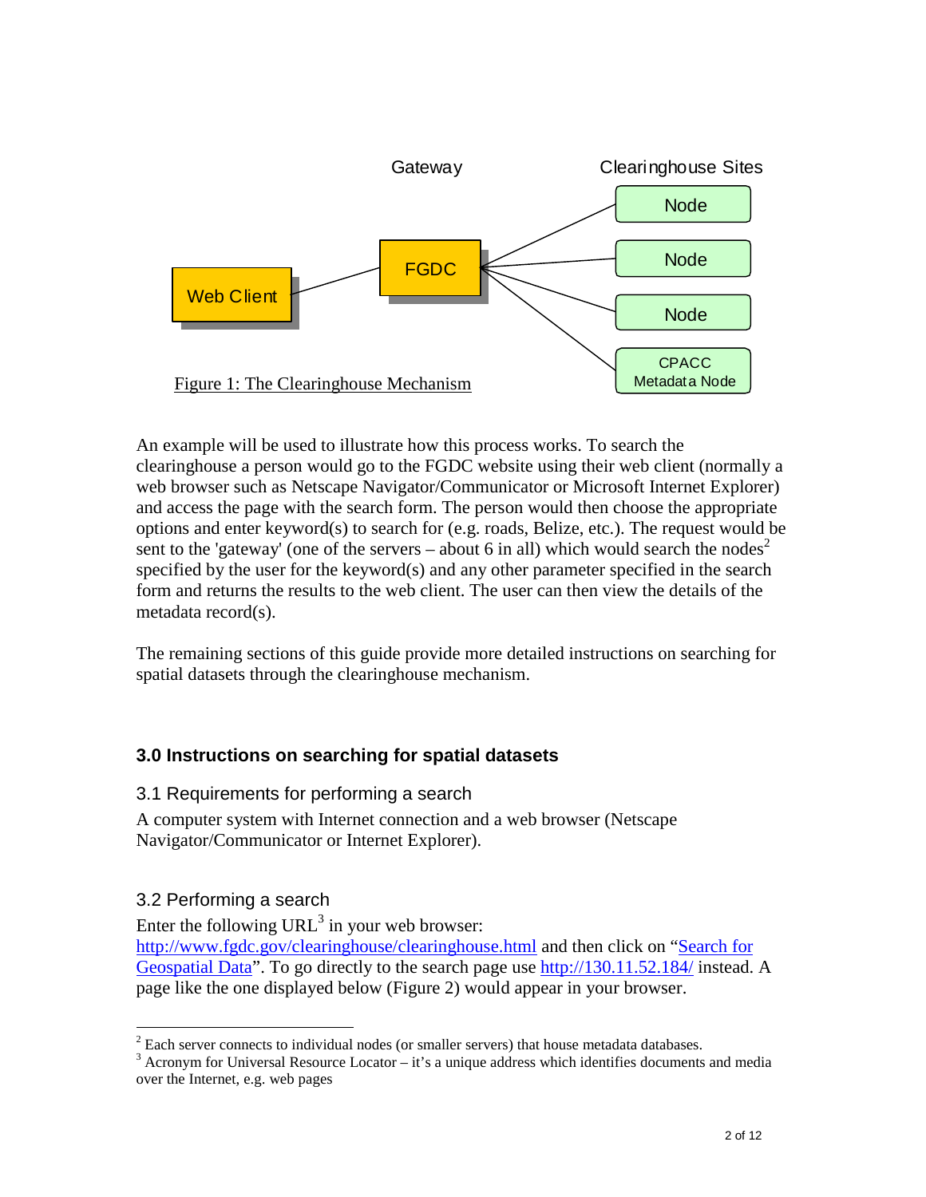Gateway

Clearinghouse Sites

Web Client — FGDC — Node / Node / Node / CPACC Metadata Node

Figure 1: The Clearinghouse Mechanism

An example will be used to illustrate how this process works. To search the clearinghouse a person would go to the FGDC website using their web client (normally a web browser such as Netscape Navigator/Communicator or Microsoft Internet Explorer) and access the page with the search form. The person would then choose the appropriate options and enter keyword(s) to search for (e.g. roads, Belize, etc.). The request would be sent to the 'gateway' (one of the servers – about 6 in all) which would search the nodes[2] specified by the user for the keyword(s) and any other parameter specified in the search form and returns the results to the web client. The user can then view the details of the metadata record(s).

The remaining sections of this guide provide more detailed instructions on searching for spatial datasets through the clearinghouse mechanism.

## 3.0 Instructions on searching for spatial datasets

### 3.1 Requirements for performing a search

A computer system with Internet connection and a web browser (Netscape Navigator/Communicator or Internet Explorer).

### 3.2 Performing a search

Enter the following URL[3] in your web browser: http://www.fgdc.gov/clearinghouse/clearinghouse.html and then click on "Search for Geospatial Data". To go directly to the search page use http://130.11.52.184/ instead. A page like the one displayed below (Figure 2) would appear in your browser.

---

[2] Each server connects to individual nodes (or smaller servers) that house metadata databases.

[3] Acronym for Universal Resource Locator – it's a unique address which identifies documents and media over the Internet, e.g. web pages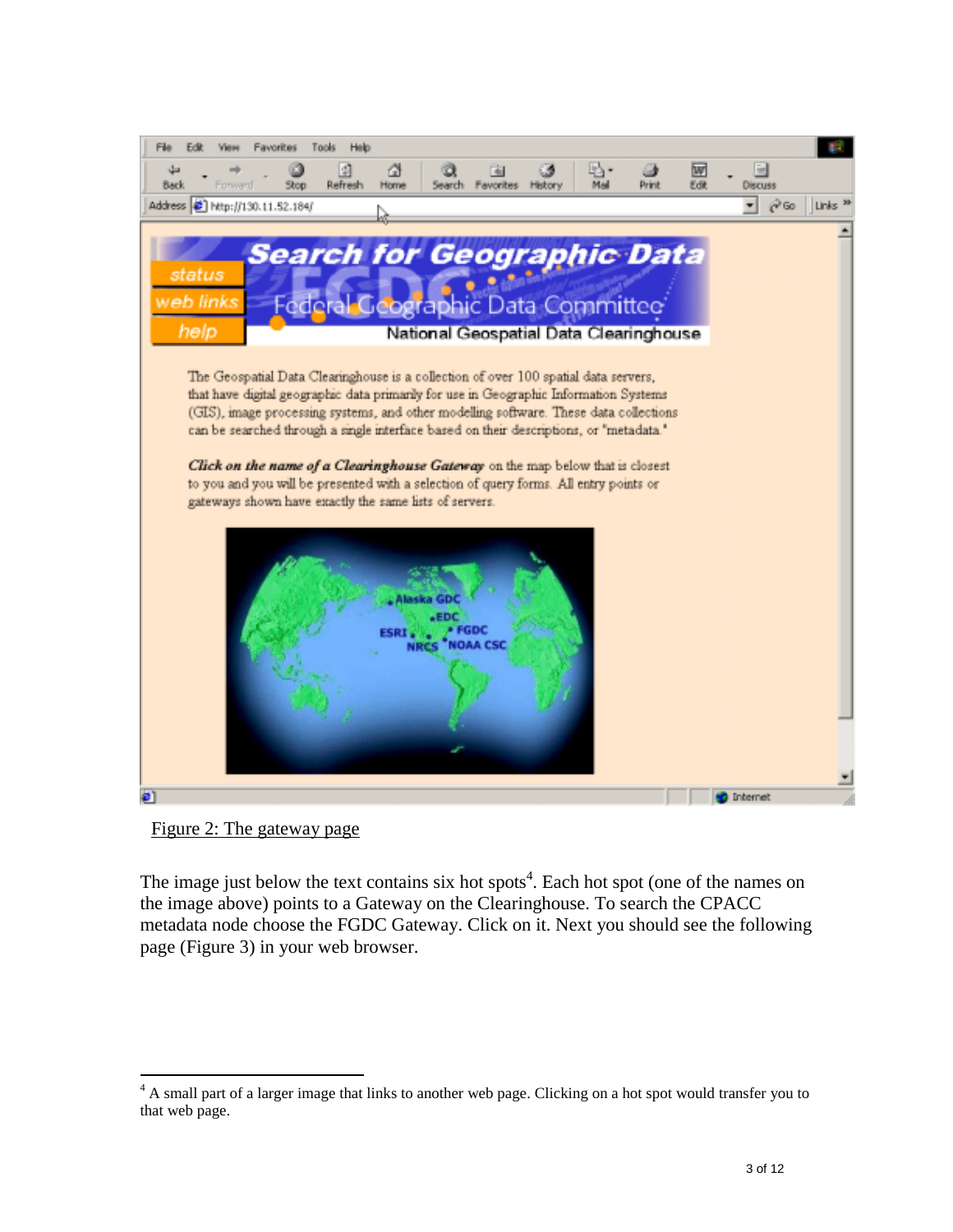Figure 2: The gateway page

The image just below the text contains six hot spots[4]. Each hot spot (one of the names on the image above) points to a Gateway on the Clearinghouse. To search the CPACC metadata node choose the FGDC Gateway. Click on it. Next you should see the following page (Figure 3) in your web browser.

[4] A small part of a larger image that links to another web page. Clicking on a hot spot would transfer you to that web page.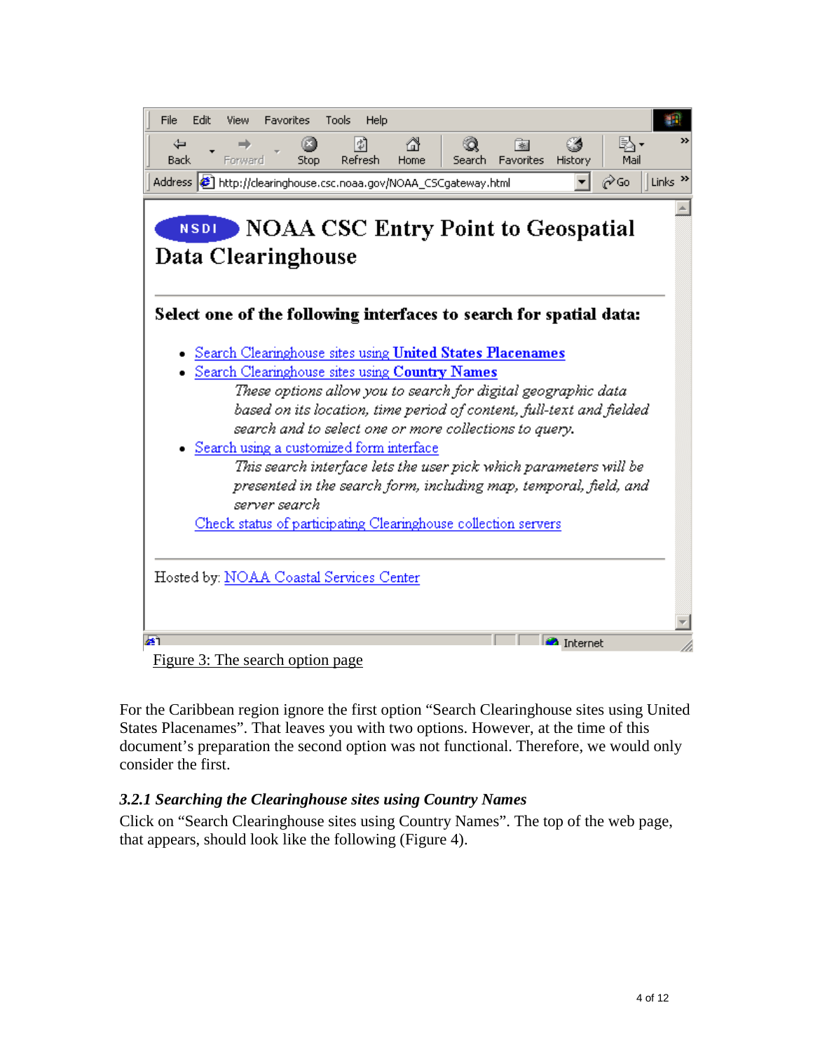Figure 3: The search option page

For the Caribbean region ignore the first option “Search Clearinghouse sites using United States Placenames”. That leaves you with two options. However, at the time of this document’s preparation the second option was not functional. Therefore, we would only consider the first.

### *3.2.1 Searching the Clearinghouse sites using Country Names*

Click on “Search Clearinghouse sites using Country Names”. The top of the web page, that appears, should look like the following (Figure 4).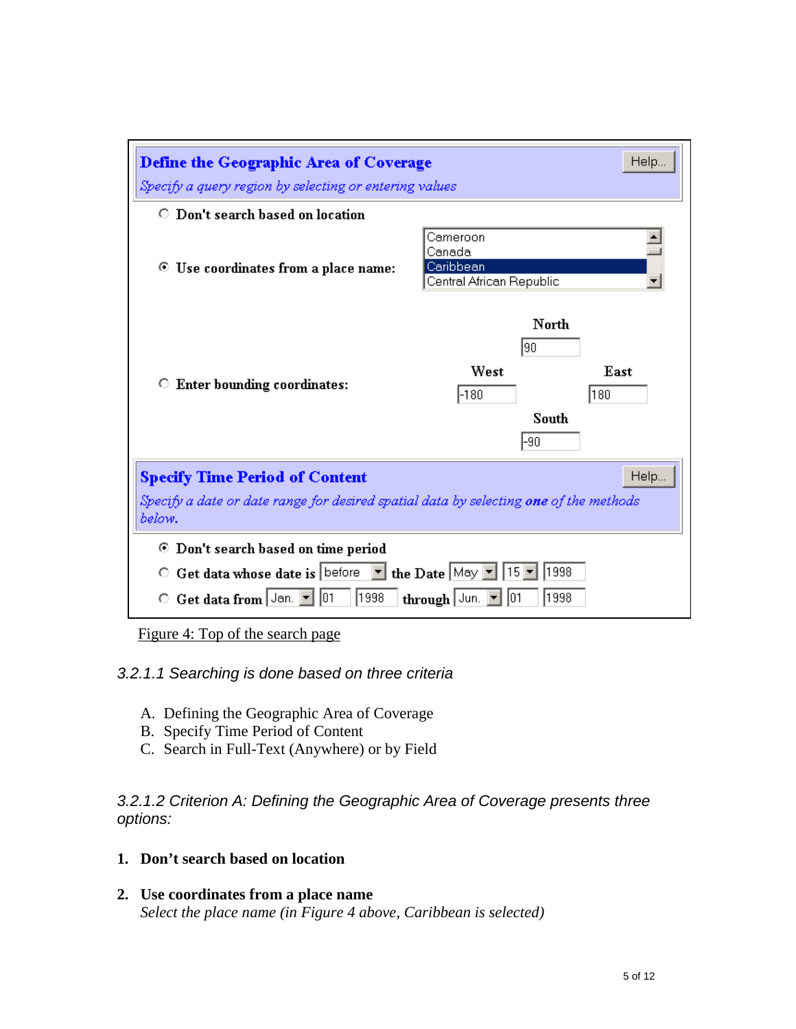Figure 4: Top of the search page

*3.2.1.1 Searching is done based on three criteria*

A. Defining the Geographic Area of Coverage
B. Specify Time Period of Content
C. Search in Full-Text (Anywhere) or by Field

*3.2.1.2 Criterion A: Defining the Geographic Area of Coverage presents three options:*

1. **Don't search based on location**

2. **Use coordinates from a place name**
   *Select the place name (in Figure 4 above, Caribbean is selected)*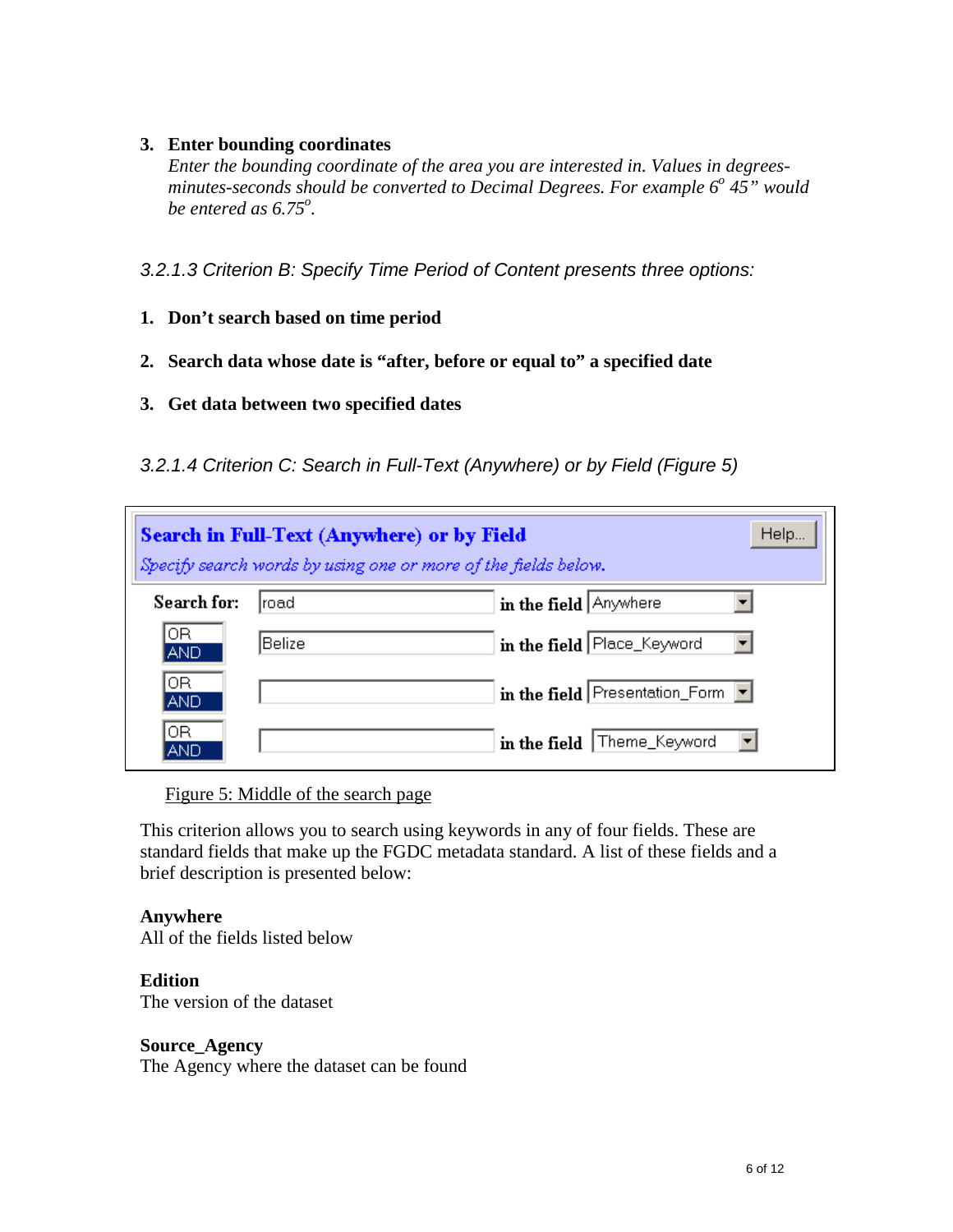3. **Enter bounding coordinates**
   *Enter the bounding coordinate of the area you are interested in. Values in degrees-minutes-seconds should be converted to Decimal Degrees. For example 6º 45" would be entered as 6.75º.*

*3.2.1.3 Criterion B: Specify Time Period of Content presents three options:*

1. **Don't search based on time period**
2. **Search data whose date is "after, before or equal to" a specified date**
3. **Get data between two specified dates**

*3.2.1.4 Criterion C: Search in Full-Text (Anywhere) or by Field (Figure 5)*

| **Search in Full-Text (Anywhere) or by Field** *Specify search words by using one or more of the fields below.* | | | Help... |
|---|---|---|---|
| **Search for:** | road | **in the field** | Anywhere |
| OR / AND | Belize | **in the field** | Place_Keyword |
| OR / AND | | **in the field** | Presentation_Form |
| OR / AND | | **in the field** | Theme_Keyword |

Figure 5: Middle of the search page

This criterion allows you to search using keywords in any of four fields. These are standard fields that make up the FGDC metadata standard. A list of these fields and a brief description is presented below:

**Anywhere**
All of the fields listed below

**Edition**
The version of the dataset

**Source_Agency**
The Agency where the dataset can be found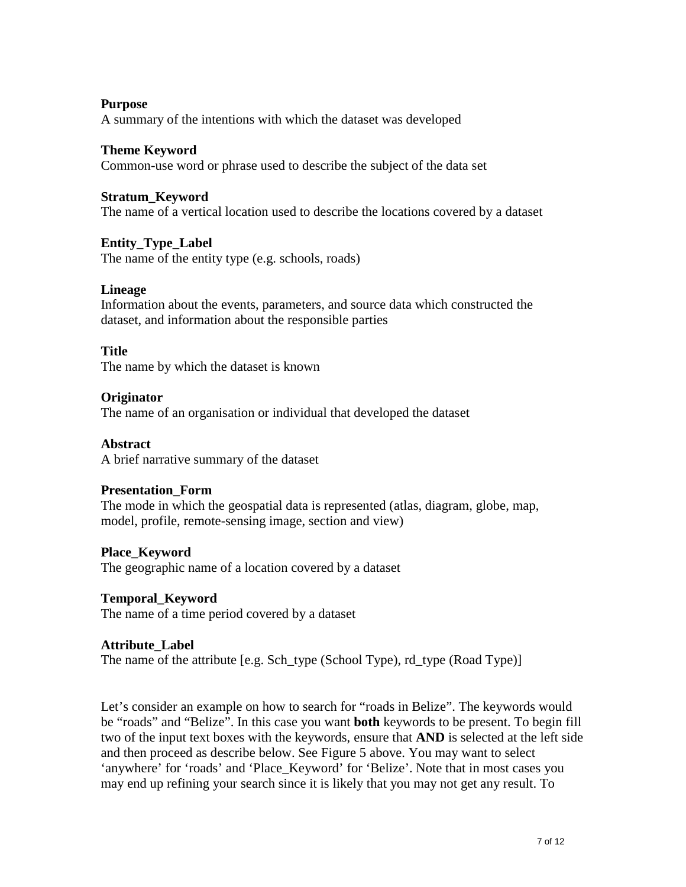**Purpose**
A summary of the intentions with which the dataset was developed

**Theme Keyword**
Common-use word or phrase used to describe the subject of the data set

**Stratum_Keyword**
The name of a vertical location used to describe the locations covered by a dataset

**Entity_Type_Label**
The name of the entity type (e.g. schools, roads)

**Lineage**
Information about the events, parameters, and source data which constructed the dataset, and information about the responsible parties

**Title**
The name by which the dataset is known

**Originator**
The name of an organisation or individual that developed the dataset

**Abstract**
A brief narrative summary of the dataset

**Presentation_Form**
The mode in which the geospatial data is represented (atlas, diagram, globe, map, model, profile, remote-sensing image, section and view)

**Place_Keyword**
The geographic name of a location covered by a dataset

**Temporal_Keyword**
The name of a time period covered by a dataset

**Attribute_Label**
The name of the attribute [e.g. Sch_type (School Type), rd_type (Road Type)]

Let's consider an example on how to search for "roads in Belize". The keywords would be "roads" and "Belize". In this case you want **both** keywords to be present. To begin fill two of the input text boxes with the keywords, ensure that **AND** is selected at the left side and then proceed as describe below. See Figure 5 above. You may want to select 'anywhere' for 'roads' and 'Place_Keyword' for 'Belize'. Note that in most cases you may end up refining your search since it is likely that you may not get any result. To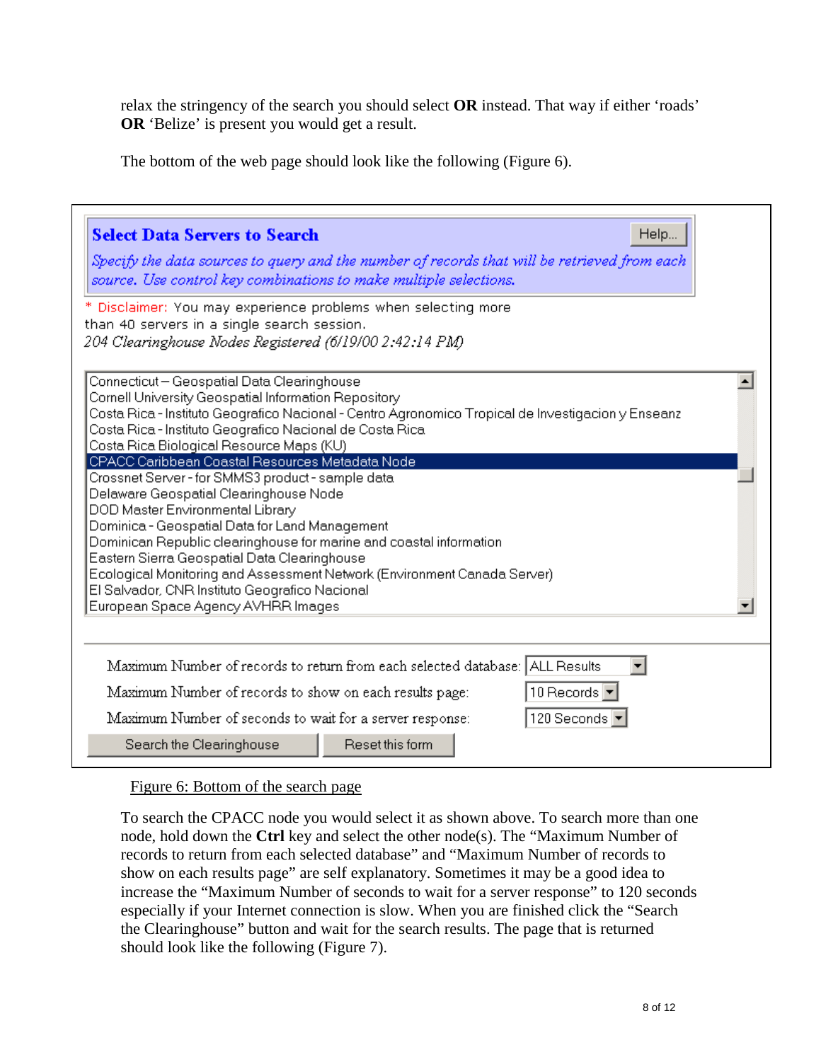relax the stringency of the search you should select **OR** instead. That way if either 'roads' **OR** 'Belize' is present you would get a result.

The bottom of the web page should look like the following (Figure 6).

**Select Data Servers to Search** Help...

*Specify the data sources to query and the number of records that will be retrieved from each source. Use control key combinations to make multiple selections.*

* Disclaimer: You may experience problems when selecting more than 40 servers in a single search session.

*204 Clearinghouse Nodes Registered (6/19/00 2:42:14 PM)*

- Connecticut – Geospatial Data Clearinghouse
- Cornell University Geospatial Information Repository
- Costa Rica - Instituto Geografico Nacional - Centro Agronomico Tropical de Investigacion y Enseanz
- Costa Rica - Instituto Geografico Nacional de Costa Rica
- Costa Rica Biological Resource Maps (KU)
- CPACC Caribbean Coastal Resources Metadata Node
- Crossnet Server - for SMMS3 product - sample data
- Delaware Geospatial Clearinghouse Node
- DOD Master Environmental Library
- Dominica - Geospatial Data for Land Management
- Dominican Republic clearinghouse for marine and coastal information
- Eastern Sierra Geospatial Data Clearinghouse
- Ecological Monitoring and Assessment Network (Environment Canada Server)
- El Salvador, CNR Instituto Geografico Nacional
- European Space Agency AVHRR Images

Maximum Number of records to return from each selected database: ALL Results

Maximum Number of records to show on each results page: 10 Records

Maximum Number of seconds to wait for a server response: 120 Seconds

Search the Clearinghouse | Reset this form

Figure 6: Bottom of the search page

To search the CPACC node you would select it as shown above. To search more than one node, hold down the **Ctrl** key and select the other node(s). The "Maximum Number of records to return from each selected database" and "Maximum Number of records to show on each results page" are self explanatory. Sometimes it may be a good idea to increase the "Maximum Number of seconds to wait for a server response" to 120 seconds especially if your Internet connection is slow. When you are finished click the "Search the Clearinghouse" button and wait for the search results. The page that is returned should look like the following (Figure 7).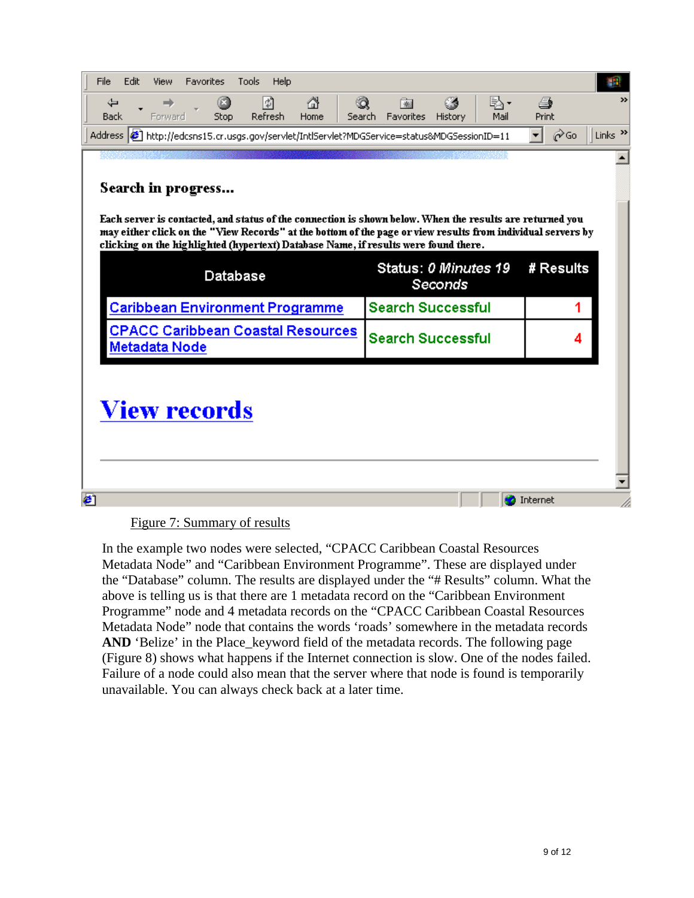Search in progress...

Each server is contacted, and status of the connection is shown below. When the results are returned you may either click on the "View Records" at the bottom of the page or view results from individual servers by clicking on the highlighted (hypertext) Database Name, if results were found there.

| Database | Status: 0 Minutes 19 Seconds | # Results |
|---|---|---|
| Caribbean Environment Programme | Search Successful | 1 |
| CPACC Caribbean Coastal Resources Metadata Node | Search Successful | 4 |

View records

Figure 7: Summary of results

In the example two nodes were selected, “CPACC Caribbean Coastal Resources Metadata Node” and “Caribbean Environment Programme”. These are displayed under the “Database” column. The results are displayed under the “# Results” column. What the above is telling us is that there are 1 metadata record on the “Caribbean Environment Programme” node and 4 metadata records on the “CPACC Caribbean Coastal Resources Metadata Node” node that contains the words ‘roads’ somewhere in the metadata records **AND** ‘Belize’ in the Place_keyword field of the metadata records. The following page (Figure 8) shows what happens if the Internet connection is slow. One of the nodes failed. Failure of a node could also mean that the server where that node is found is temporarily unavailable. You can always check back at a later time.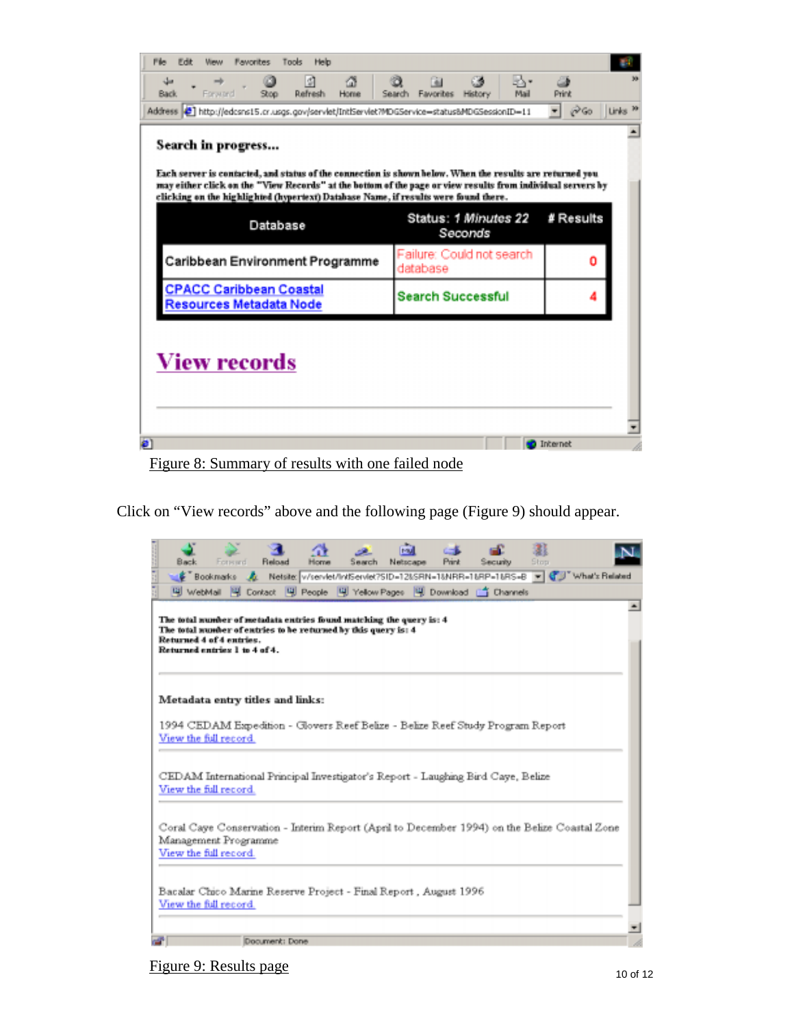Figure 8: Summary of results with one failed node

Click on “View records” above and the following page (Figure 9) should appear.

Figure 9: Results page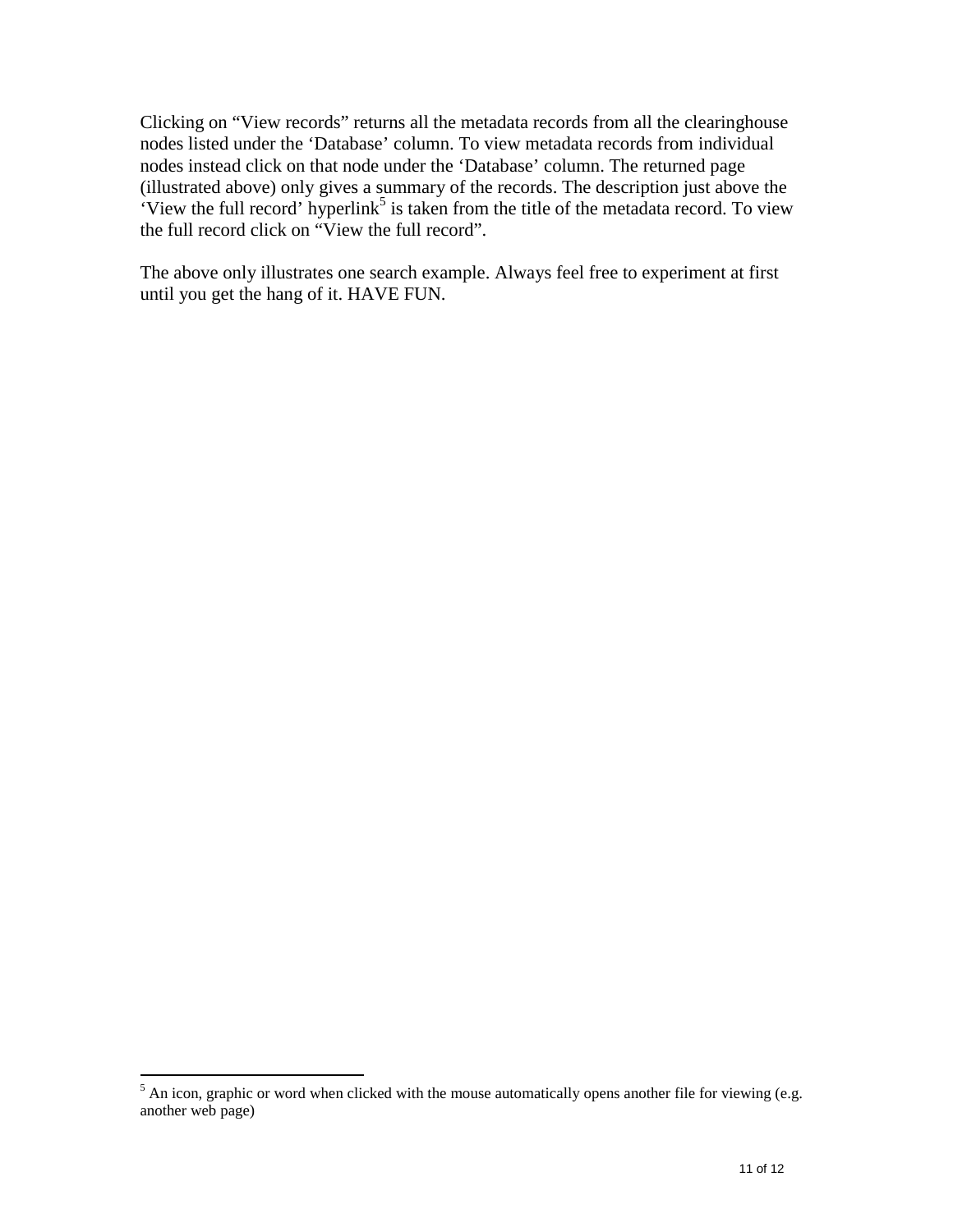Clicking on “View records” returns all the metadata records from all the clearinghouse nodes listed under the ‘Database’ column. To view metadata records from individual nodes instead click on that node under the ‘Database’ column. The returned page (illustrated above) only gives a summary of the records. The description just above the ‘View the full record’ hyperlink[5] is taken from the title of the metadata record. To view the full record click on “View the full record”.

The above only illustrates one search example. Always feel free to experiment at first until you get the hang of it. HAVE FUN.

---

[5] An icon, graphic or word when clicked with the mouse automatically opens another file for viewing (e.g. another web page)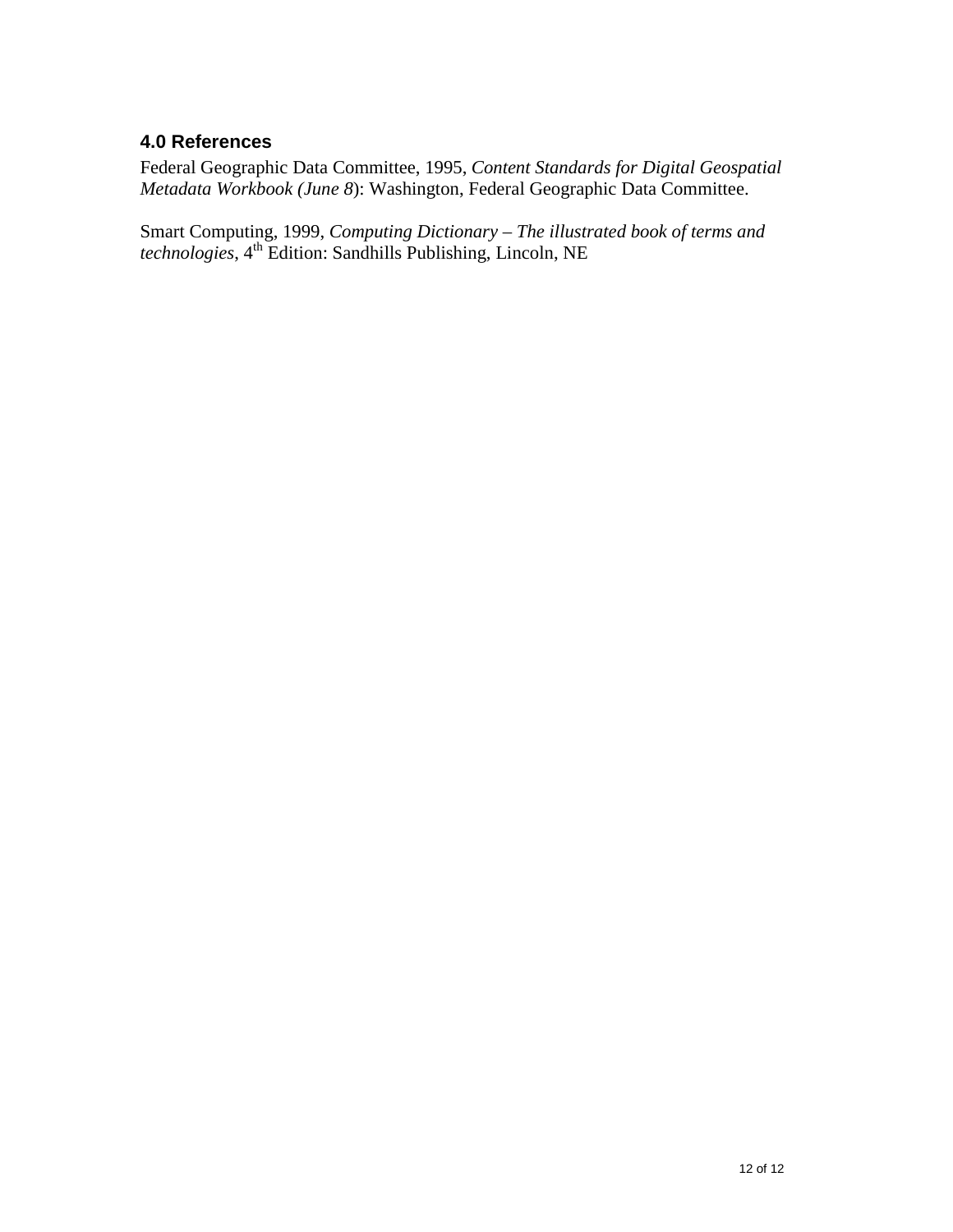## 4.0 References

Federal Geographic Data Committee, 1995, *Content Standards for Digital Geospatial Metadata Workbook (June 8)*: Washington, Federal Geographic Data Committee.

Smart Computing, 1999, *Computing Dictionary – The illustrated book of terms and technologies*, 4th Edition: Sandhills Publishing, Lincoln, NE